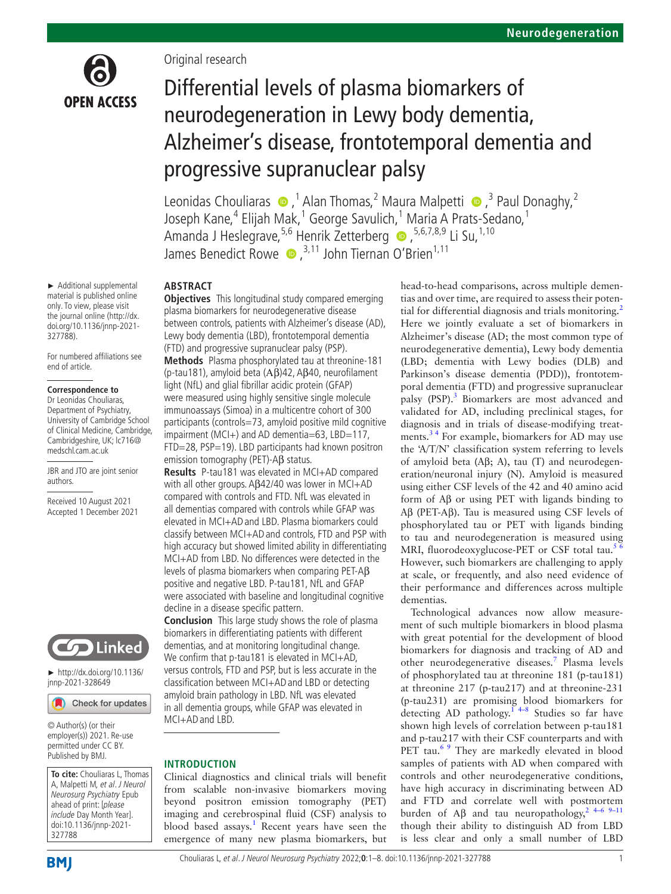Original research

# Differential levels of plasma biomarkers of neurodegeneration in Lewy body dementia, Alzheimer's disease, frontotemporal dementia and progressive supranuclear palsy

Leonidas Chouliaras,[1] Alan Thomas,[2] Maura Malpetti,[3] Paul Donaghy,[2] Joseph Kane,[4] Elijah Mak,[1] George Savulich,[1] Maria A Prats-Sedano,[1] Amanda J Heslegrave,[5,6] Henrik Zetterberg,[5,6,7,8,9] Li Su,[1,10] James Benedict Rowe,[3,11] John Tiernan O'Brien[1,11]

► Additional supplemental material is published online only. To view, please visit the journal online (http://dx.doi.org/10.1136/jnnp-2021-327788).

For numbered affiliations see end of article.

**Correspondence to**
Dr Leonidas Chouliaras, Department of Psychiatry, University of Cambridge School of Clinical Medicine, Cambridge, Cambridgeshire, UK; lc716@medschl.cam.ac.uk

JBR and JTO are joint senior authors.

Received 10 August 2021
Accepted 1 December 2021

► http://dx.doi.org/10.1136/jnnp-2021-328649

© Author(s) (or their employer(s)) 2021. Re-use permitted under CC BY. Published by BMJ.

**To cite:** Chouliaras L, Thomas A, Malpetti M, *et al*. *J Neurol Neurosurg Psychiatry* Epub ahead of print: [*please include* Day Month Year]. doi:10.1136/jnnp-2021-327788

## ABSTRACT

**Objectives** This longitudinal study compared emerging plasma biomarkers for neurodegenerative disease between controls, patients with Alzheimer's disease (AD), Lewy body dementia (LBD), frontotemporal dementia (FTD) and progressive supranuclear palsy (PSP).

**Methods** Plasma phosphorylated tau at threonine-181 (p-tau181), amyloid beta (Aβ)42, Aβ40, neurofilament light (NfL) and glial fibrillar acidic protein (GFAP) were measured using highly sensitive single molecule immunoassays (Simoa) in a multicentre cohort of 300 participants (controls=73, amyloid positive mild cognitive impairment (MCI+) and AD dementia=63, LBD=117, FTD=28, PSP=19). LBD participants had known positron emission tomography (PET)-Aβ status.

**Results** P-tau181 was elevated in MCI+AD compared with all other groups. Aβ42/40 was lower in MCI+AD compared with controls and FTD. NfL was elevated in all dementias compared with controls while GFAP was elevated in MCI+AD and LBD. Plasma biomarkers could classify between MCI+AD and controls, FTD and PSP with high accuracy but showed limited ability in differentiating MCI+AD from LBD. No differences were detected in the levels of plasma biomarkers when comparing PET-Aβ positive and negative LBD. P-tau181, NfL and GFAP were associated with baseline and longitudinal cognitive decline in a disease specific pattern.

**Conclusion** This large study shows the role of plasma biomarkers in differentiating patients with different dementias, and at monitoring longitudinal change. We confirm that p-tau181 is elevated in MCI+AD, versus controls, FTD and PSP, but is less accurate in the classification between MCI+AD and LBD or detecting amyloid brain pathology in LBD. NfL was elevated in all dementia groups, while GFAP was elevated in MCI+AD and LBD.

## INTRODUCTION

Clinical diagnostics and clinical trials will benefit from scalable non-invasive biomarkers moving beyond positron emission tomography (PET) imaging and cerebrospinal fluid (CSF) analysis to blood based assays.[1] Recent years have seen the emergence of many new plasma biomarkers, but head-to-head comparisons, across multiple dementias and over time, are required to assess their potential for differential diagnosis and trials monitoring.[2] Here we jointly evaluate a set of biomarkers in Alzheimer's disease (AD; the most common type of neurodegenerative dementia), Lewy body dementia (LBD; dementia with Lewy bodies (DLB) and Parkinson's disease dementia (PDD)), frontotemporal dementia (FTD) and progressive supranuclear palsy (PSP).[3] Biomarkers are most advanced and validated for AD, including preclinical stages, for diagnosis and in trials of disease-modifying treatments.[3 4] For example, biomarkers for AD may use the 'A/T/N' classification system referring to levels of amyloid beta (Aβ; A), tau (T) and neurodegeneration/neuronal injury (N). Amyloid is measured using either CSF levels of the 42 and 40 amino acid form of Aβ or using PET with ligands binding to Aβ (PET-Aβ). Tau is measured using CSF levels of phosphorylated tau or PET with ligands binding to tau and neurodegeneration is measured using MRI, fluorodeoxyglucose-PET or CSF total tau.[5 6] However, such biomarkers are challenging to apply at scale, or frequently, and also need evidence of their performance and differences across multiple dementias.

Technological advances now allow measurement of such multiple biomarkers in blood plasma with great potential for the development of blood biomarkers for diagnosis and tracking of AD and other neurodegenerative diseases.[7] Plasma levels of phosphorylated tau at threonine 181 (p-tau181) at threonine 217 (p-tau217) and at threonine-231 (p-tau231) are promising blood biomarkers for detecting AD pathology.[1 4–8] Studies so far have shown high levels of correlation between p-tau181 and p-tau217 with their CSF counterparts and with PET tau.[6 9] They are markedly elevated in blood samples of patients with AD when compared with controls and other neurodegenerative conditions, have high accuracy in discriminating between AD and FTD and correlate well with postmortem burden of Aβ and tau neuropathology,[2 4–6 9–11] though their ability to distinguish AD from LBD is less clear and only a small number of LBD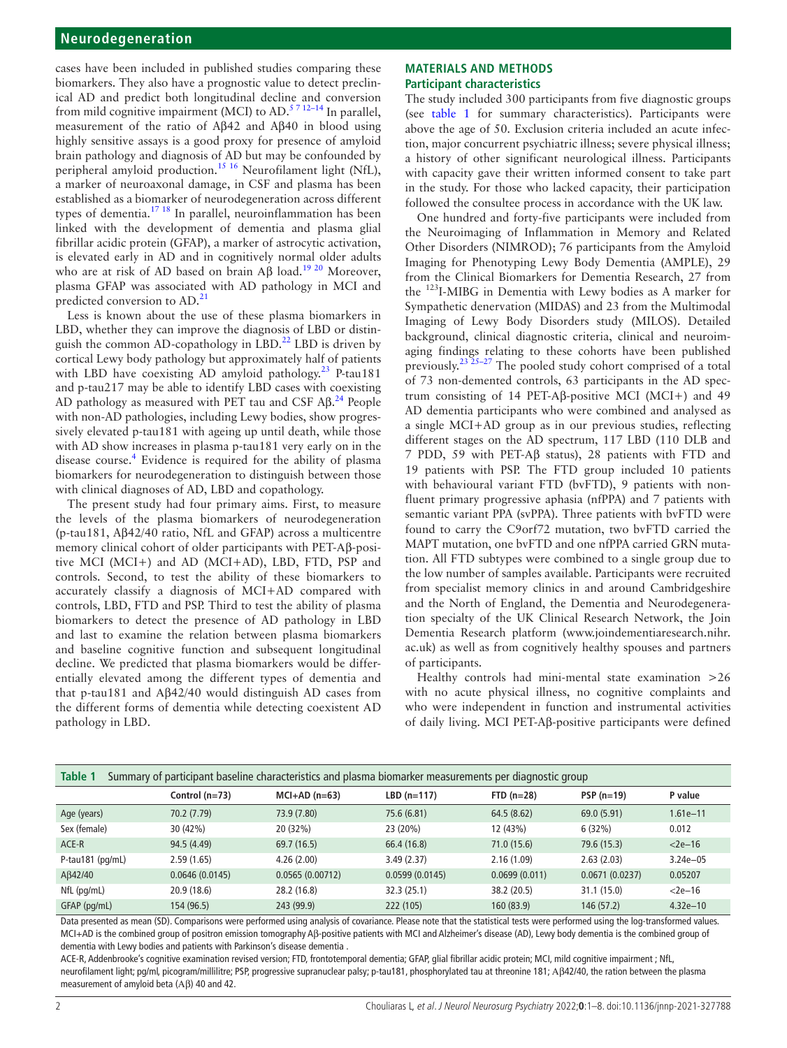cases have been included in published studies comparing these biomarkers. They also have a prognostic value to detect preclinical AD and predict both longitudinal decline and conversion from mild cognitive impairment (MCI) to AD.[5 7 12–14] In parallel, measurement of the ratio of Aβ42 and Aβ40 in blood using highly sensitive assays is a good proxy for presence of amyloid brain pathology and diagnosis of AD but may be confounded by peripheral amyloid production.[15 16] Neurofilament light (NfL), a marker of neuroaxonal damage, in CSF and plasma has been established as a biomarker of neurodegeneration across different types of dementia.[17 18] In parallel, neuroinflammation has been linked with the development of dementia and plasma glial fibrillar acidic protein (GFAP), a marker of astrocytic activation, is elevated early in AD and in cognitively normal older adults who are at risk of AD based on brain Aβ load.[19 20] Moreover, plasma GFAP was associated with AD pathology in MCI and predicted conversion to AD.[21]

Less is known about the use of these plasma biomarkers in LBD, whether they can improve the diagnosis of LBD or distinguish the common AD-copathology in LBD.[22] LBD is driven by cortical Lewy body pathology but approximately half of patients with LBD have coexisting AD amyloid pathology.[23] P-tau181 and p-tau217 may be able to identify LBD cases with coexisting AD pathology as measured with PET tau and CSF Aβ.[24] People with non-AD pathologies, including Lewy bodies, show progressively elevated p-tau181 with ageing up until death, while those with AD show increases in plasma p-tau181 very early on in the disease course.[4] Evidence is required for the ability of plasma biomarkers for neurodegeneration to distinguish between those with clinical diagnoses of AD, LBD and copathology.

The present study had four primary aims. First, to measure the levels of the plasma biomarkers of neurodegeneration (p-tau181, Aβ42/40 ratio, NfL and GFAP) across a multicentre memory clinical cohort of older participants with PET-Aβ-positive MCI (MCI+) and AD (MCI+AD), LBD, FTD, PSP and controls. Second, to test the ability of these biomarkers to accurately classify a diagnosis of MCI+AD compared with controls, LBD, FTD and PSP. Third to test the ability of plasma biomarkers to detect the presence of AD pathology in LBD and last to examine the relation between plasma biomarkers and baseline cognitive function and subsequent longitudinal decline. We predicted that plasma biomarkers would be differentially elevated among the different types of dementia and that p-tau181 and Aβ42/40 would distinguish AD cases from the different forms of dementia while detecting coexistent AD pathology in LBD.

## MATERIALS AND METHODS

### Participant characteristics

The study included 300 participants from five diagnostic groups (see table 1 for summary characteristics). Participants were above the age of 50. Exclusion criteria included an acute infection, major concurrent psychiatric illness; severe physical illness; a history of other significant neurological illness. Participants with capacity gave their written informed consent to take part in the study. For those who lacked capacity, their participation followed the consultee process in accordance with the UK law.

One hundred and forty-five participants were included from the Neuroimaging of Inflammation in Memory and Related Other Disorders (NIMROD); 76 participants from the Amyloid Imaging for Phenotyping Lewy Body Dementia (AMPLE), 29 from the Clinical Biomarkers for Dementia Research, 27 from the $^{123}$I-MIBG in Dementia with Lewy bodies as A marker for Sympathetic denervation (MIDAS) and 23 from the Multimodal Imaging of Lewy Body Disorders study (MILOS). Detailed background, clinical diagnostic criteria, clinical and neuroimaging findings relating to these cohorts have been published previously.[23 25–27] The pooled study cohort comprised of a total of 73 non-demented controls, 63 participants in the AD spectrum consisting of 14 PET-Aβ-positive MCI (MCI+) and 49 AD dementia participants who were combined and analysed as a single MCI+AD group as in our previous studies, reflecting different stages on the AD spectrum, 117 LBD (110 DLB and 7 PDD, 59 with PET-Aβ status), 28 patients with FTD and 19 patients with PSP. The FTD group included 10 patients with behavioural variant FTD (bvFTD), 9 patients with nonfluent primary progressive aphasia (nfPPA) and 7 patients with semantic variant PPA (svPPA). Three patients with bvFTD were found to carry the C9orf72 mutation, two bvFTD carried the MAPT mutation, one bvFTD and one nfPPA carried GRN mutation. All FTD subtypes were combined to a single group due to the low number of samples available. Participants were recruited from specialist memory clinics in and around Cambridgeshire and the North of England, the Dementia and Neurodegeneration specialty of the UK Clinical Research Network, the Join Dementia Research platform (www.joindementiaresearch.nihr.ac.uk) as well as from cognitively healthy spouses and partners of participants.

Healthy controls had mini-mental state examination >26 with no acute physical illness, no cognitive complaints and who were independent in function and instrumental activities of daily living. MCI PET-Aβ-positive participants were defined

**Table 1** Summary of participant baseline characteristics and plasma biomarker measurements per diagnostic group

| | Control (n=73) | MCI+AD (n=63) | LBD (n=117) | FTD (n=28) | PSP (n=19) | P value |
|---|---|---|---|---|---|---|
| Age (years) | 70.2 (7.79) | 73.9 (7.80) | 75.6 (6.81) | 64.5 (8.62) | 69.0 (5.91) | 1.61e−11 |
| Sex (female) | 30 (42%) | 20 (32%) | 23 (20%) | 12 (43%) | 6 (32%) | 0.012 |
| ACE-R | 94.5 (4.49) | 69.7 (16.5) | 66.4 (16.8) | 71.0 (15.6) | 79.6 (15.3) | <2e−16 |
| P-tau181 (pg/mL) | 2.59 (1.65) | 4.26 (2.00) | 3.49 (2.37) | 2.16 (1.09) | 2.63 (2.03) | 3.24e−05 |
| Aβ42/40 | 0.0646 (0.0145) | 0.0565 (0.00712) | 0.0599 (0.0145) | 0.0699 (0.011) | 0.0671 (0.0237) | 0.05207 |
| NfL (pg/mL) | 20.9 (18.6) | 28.2 (16.8) | 32.3 (25.1) | 38.2 (20.5) | 31.1 (15.0) | <2e−16 |
| GFAP (pg/mL) | 154 (96.5) | 243 (99.9) | 222 (105) | 160 (83.9) | 146 (57.2) | 4.32e−10 |

Data presented as mean (SD). Comparisons were performed using analysis of covariance. Please note that the statistical tests were performed using the log-transformed values. MCI+AD is the combined group of positron emission tomography Aβ-positive patients with MCI and Alzheimer's disease (AD), Lewy body dementia is the combined group of dementia with Lewy bodies and patients with Parkinson's disease dementia .

ACE-R, Addenbrooke's cognitive examination revised version; FTD, frontotemporal dementia; GFAP, glial fibrillar acidic protein; MCI, mild cognitive impairment ; NfL, neurofilament light; pg/ml, picogram/millilitre; PSP, progressive supranuclear palsy; p-tau181, phosphorylated tau at threonine 181; Aβ42/40, the ration between the plasma measurement of amyloid beta (Aβ) 40 and 42.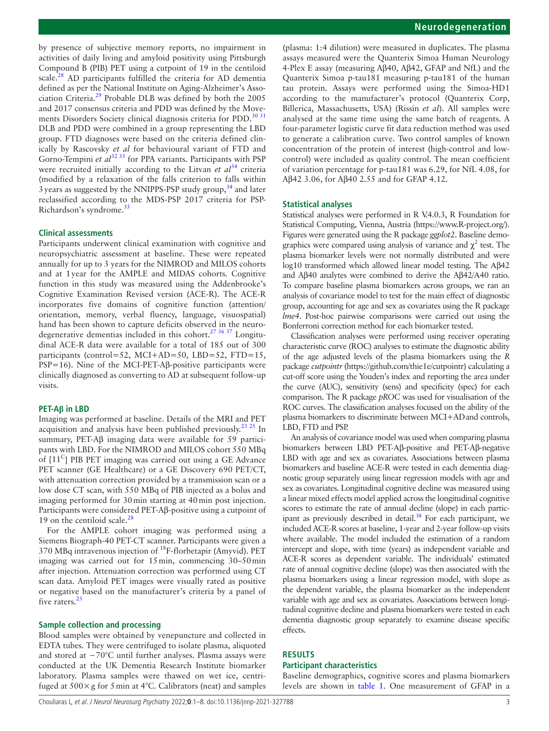by presence of subjective memory reports, no impairment in activities of daily living and amyloid positivity using Pittsburgh Compound B (PIB) PET using a cutpoint of 19 in the centiloid scale.[28] AD participants fulfilled the criteria for AD dementia defined as per the National Institute on Aging-Alzheimer's Association Criteria.[29] Probable DLB was defined by both the 2005 and 2017 consensus criteria and PDD was defined by the Movements Disorders Society clinical diagnosis criteria for PDD.[30 31] DLB and PDD were combined in a group representing the LBD group. FTD diagnoses were based on the criteria defined clinically by Rascovsky *et al* for behavioural variant of FTD and Gorno-Tempini *et al*[32 33] for PPA variants. Participants with PSP were recruited initially according to the Litvan *et al*[34] criteria (modified by a relaxation of the falls criterion to falls within 3 years as suggested by the NNIPPS-PSP study group,[34] and later reclassified according to the MDS-PSP 2017 criteria for PSP-Richardson's syndrome.[35]

### Clinical assessments

Participants underwent clinical examination with cognitive and neuropsychiatric assessment at baseline. These were repeated annually for up to 3 years for the NIMROD and MILOS cohorts and at 1 year for the AMPLE and MIDAS cohorts. Cognitive function in this study was measured using the Addenbrooke's Cognitive Examination Revised version (ACE-R). The ACE-R incorporates five domains of cognitive function (attention/orientation, memory, verbal fluency, language, visuospatial) hand has been shown to capture deficits observed in the neurodegenerative dementias included in this cohort.[27 36 37] Longitudinal ACE-R data were available for a total of 185 out of 300 participants (control=52, MCI+AD=50, LBD=52, FTD=15, PSP=16). Nine of the MCI-PET-Aβ-positive participants were clinically diagnosed as converting to AD at subsequent follow-up visits.

### PET-Aβ in LBD

Imaging was performed at baseline. Details of the MRI and PET acquisition and analysis have been published previously.[23 25] In summary, PET-Aβ imaging data were available for 59 participants with LBD. For the NIMROD and MILOS cohort 550 MBq of [11$^{C}$] PIB PET imaging was carried out using a GE Advance PET scanner (GE Healthcare) or a GE Discovery 690 PET/CT, with attenuation correction provided by a transmission scan or a low dose CT scan, with 550 MBq of PIB injected as a bolus and imaging performed for 30 min starting at 40 min post injection. Participants were considered PET-Aβ-positive using a cutpoint of 19 on the centiloid scale.[28]

For the AMPLE cohort imaging was performed using a Siemens Biograph-40 PET-CT scanner. Participants were given a 370 MBq intravenous injection of $^{18}$F-florbetapir (Amyvid). PET imaging was carried out for 15 min, commencing 30–50 min after injection. Attenuation correction was performed using CT scan data. Amyloid PET images were visually rated as positive or negative based on the manufacturer's criteria by a panel of five raters.[23]

### Sample collection and processing

Blood samples were obtained by venepuncture and collected in EDTA tubes. They were centrifuged to isolate plasma, aliquoted and stored at −70°C until further analyses. Plasma assays were conducted at the UK Dementia Research Institute biomarker laboratory. Plasma samples were thawed on wet ice, centrifuged at 500× g for 5 min at 4°C. Calibrators (neat) and samples (plasma: 1:4 dilution) were measured in duplicates. The plasma assays measured were the Quanterix Simoa Human Neurology 4-Plex E assay (measuring Aβ40, Aβ42, GFAP and NfL) and the Quanterix Simoa p-tau181 measuring p-tau181 of the human tau protein. Assays were performed using the Simoa-HD1 according to the manufacturer's protocol (Quanterix Corp, Billerica, Massachusetts, USA) (Rissin *et al*). All samples were analysed at the same time using the same batch of reagents. A four-parameter logistic curve fit data reduction method was used to generate a calibration curve. Two control samples of known concentration of the protein of interest (high-control and low-control) were included as quality control. The mean coefficient of variation percentage for p-tau181 was 6.29, for NfL 4.08, for Aβ42 3.06, for Aβ40 2.55 and for GFAP 4.12.

### Statistical analyses

Statistical analyses were performed in R V.4.0.3, R Foundation for Statistical Computing, Vienna, Austria (https://www.R-project.org/). Figures were generated using the R package *ggplot2*. Baseline demographics were compared using analysis of variance and $\chi^2$ test. The plasma biomarker levels were not normally distributed and were log10 transformed which allowed linear model testing. The Aβ42 and Aβ40 analytes were combined to derive the Aβ42/A40 ratio. To compare baseline plasma biomarkers across groups, we ran an analysis of covariance model to test for the main effect of diagnostic group, accounting for age and sex as covariates using the R package *lme4*. Post-hoc pairwise comparisons were carried out using the Bonferroni correction method for each biomarker tested.

Classification analyses were performed using receiver operating characteristic curve (ROC) analyses to estimate the diagnostic ability of the age adjusted levels of the plasma biomarkers using the *R* package *cutpointr* (https://github.com/thie1e/cutpointr) calculating a cut-off score using the Youden's index and reporting the area under the curve (AUC), sensitivity (sens) and specificity (spec) for each comparison. The R package *pROC* was used for visualisation of the ROC curves. The classification analyses focused on the ability of the plasma biomarkers to discriminate between MCI+AD and controls, LBD, FTD and PSP.

An analysis of covariance model was used when comparing plasma biomarkers between LBD PET-Aβ-positive and PET-Aβ-negative LBD with age and sex as covariates. Associations between plasma biomarkers and baseline ACE-R were tested in each dementia diagnostic group separately using linear regression models with age and sex as covariates. Longitudinal cognitive decline was measured using a linear mixed effects model applied across the longitudinal cognitive scores to estimate the rate of annual decline (slope) in each participant as previously described in detail.[38] For each participant, we included ACE-R scores at baseline, 1-year and 2-year follow-up visits where available. The model included the estimation of a random intercept and slope, with time (years) as independent variable and ACE-R scores as dependent variable. The individuals' estimated rate of annual cognitive decline (slope) was then associated with the plasma biomarkers using a linear regression model, with slope as the dependent variable, the plasma biomarker as the independent variable with age and sex as covariates. Associations between longitudinal cognitive decline and plasma biomarkers were tested in each dementia diagnostic group separately to examine disease specific effects.

## RESULTS

### Participant characteristics

Baseline demographics, cognitive scores and plasma biomarkers levels are shown in table 1. One measurement of GFAP in a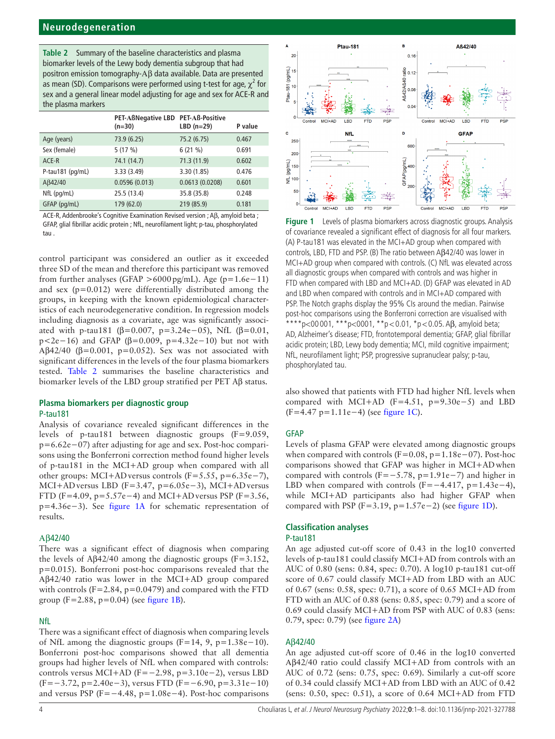**Table 2** Summary of the baseline characteristics and plasma biomarker levels of the Lewy body dementia subgroup that had positron emission tomography-Aβ data available. Data are presented as mean (SD). Comparisons were performed using t-test for age, $\chi^2$ for sex and a general linear model adjusting for age and sex for ACE-R and the plasma markers

| | PET-AßNegative LBD (n=30) | PET-Aß-Positive LBD (n=29) | P value |
|---|---|---|---|
| Age (years) | 73.9 (6.25) | 75.2 (6.75) | 0.467 |
| Sex (female) | 5 (17 %) | 6 (21 %) | 0.691 |
| ACE-R | 74.1 (14.7) | 71.3 (11.9) | 0.602 |
| P-tau181 (pg/mL) | 3.33 (3.49) | 3.30 (1.85) | 0.476 |
| Aβ42/40 | 0.0596 (0.013) | 0.0613 (0.0208) | 0.601 |
| NfL (pg/mL) | 25.5 (13.4) | 35.8 (35.8) | 0.248 |
| GFAP (pg/mL) | 179 (62.0) | 219 (85.9) | 0.181 |

ACE-R, Addenbrooke's Cognitive Examination Revised version ; Aβ, amyloid beta ; GFAP, glial fibrillar acidic protein ; NfL, neurofilament light; p-tau, phosphorylated tau .

control participant was considered an outlier as it exceeded three SD of the mean and therefore this participant was removed from further analyses (GFAP >6000 pg/mL). Age (p=1.6e−11) and sex (p=0.012) were differentially distributed among the groups, in keeping with the known epidemiological characteristics of each neurodegenerative condition. In regression models including diagnosis as a covariate, age was significantly associated with p-tau181 (β=0.007, p=3.24e−05), NfL (β=0.01, p<2e−16) and GFAP (β=0.009, p=4.32e−10) but not with Aβ42/40 (β=0.001, p=0.052). Sex was not associated with significant differences in the levels of the four plasma biomarkers tested. Table 2 summarises the baseline characteristics and biomarker levels of the LBD group stratified per PET Aβ status.

## Plasma biomarkers per diagnostic group

### P-tau181

Analysis of covariance revealed significant differences in the levels of p-tau181 between diagnostic groups (F=9.059, p=6.62e−07) after adjusting for age and sex. Post-hoc comparisons using the Bonferroni correction method found higher levels of p-tau181 in the MCI+AD group when compared with all other groups: MCI+AD versus controls (F=5.55, p=6.35e−7), MCI+AD versus LBD (F=3.47, p=6.05e−3), MCI+AD versus FTD (F=4.09, p=5.57e−4) and MCI+AD versus PSP (F=3.56, p=4.36e−3). See figure 1A for schematic representation of results.

### Aβ42/40

There was a significant effect of diagnosis when comparing the levels of Aβ42/40 among the diagnostic groups (F=3.152, p=0.015). Bonferroni post-hoc comparisons revealed that the Aβ42/40 ratio was lower in the MCI+AD group compared with controls (F=2.84, p=0.0479) and compared with the FTD group (F=2.88, p=0.04) (see figure 1B).

### NfL

There was a significant effect of diagnosis when comparing levels of NfL among the diagnostic groups (F=14, 9, p=1.38e−10). Bonferroni post-hoc comparisons showed that all dementia groups had higher levels of NfL when compared with controls: controls versus MCI+AD (F=−2.98, p=3.10e−2), versus LBD (F=−3.72, p=2.40e−3), versus FTD (F=−6.90, p=3.31e−10) and versus PSP (F=−4.48, p=1.08e−4). Post-hoc comparisons also showed that patients with FTD had higher NfL levels when compared with MCI+AD (F=4.51, p=9.30e−5) and LBD (F=4.47 p=1.11e−4) (see figure 1C).

**Figure 1** Levels of plasma biomarkers across diagnostic groups. Analysis of covariance revealed a significant effect of diagnosis for all four markers. (A) P-tau181 was elevated in the MCI+AD group when compared with controls, LBD, FTD and PSP. (B) The ratio between Aβ42/40 was lower in MCI+AD group when compared with controls. (C) NfL was elevated across all diagnostic groups when compared with controls and was higher in FTD when compared with LBD and MCI+AD. (D) GFAP was elevated in AD and LBD when compared with controls and in MCI+AD compared with PSP. The Notch graphs display the 95% CIs around the median. Pairwise post-hoc comparisons using the Bonferroni correction are visualised with ****p<00 001, ***p<0001, **p<0.01, *p<0.05. Aβ, amyloid beta; AD, Alzheimer's disease; FTD, frontotemporal dementia; GFAP, glial fibrillar acidic protein; LBD, Lewy body dementia; MCI, mild cognitive impairment; NfL, neurofilament light; PSP, progressive supranuclear palsy; p-tau, phosphorylated tau.

### GFAP

Levels of plasma GFAP were elevated among diagnostic groups when compared with controls (F=0.08, p=1.18e−07). Post-hoc comparisons showed that GFAP was higher in MCI+AD when compared with controls (F=−5.78, p=1.91e−7) and higher in LBD when compared with controls (F=−4.417, p=1.43e−4), while MCI+AD participants also had higher GFAP when compared with PSP (F=3.19, p=1.57e−2) (see figure 1D).

## Classification analyses

### P-tau181

An age adjusted cut-off score of 0.43 in the log10 converted levels of p-tau181 could classify MCI+AD from controls with an AUC of 0.80 (sens: 0.84, spec: 0.70). A log10 p-tau181 cut-off score of 0.67 could classify MCI+AD from LBD with an AUC of 0.67 (sens: 0.58, spec: 0.71), a score of 0.65 MCI+AD from FTD with an AUC of 0.88 (sens: 0.85, spec: 0.79) and a score of 0.69 could classify MCI+AD from PSP with AUC of 0.83 (sens: 0.79, spec: 0.79) (see figure 2A)

### Aβ42/40

An age adjusted cut-off score of 0.46 in the log10 converted Aβ42/40 ratio could classify MCI+AD from controls with an AUC of 0.72 (sens: 0.75, spec: 0.69). Similarly a cut-off score of 0.34 could classify MCI+AD from LBD with an AUC of 0.42 (sens: 0.50, spec: 0.51), a score of 0.64 MCI+AD from FTD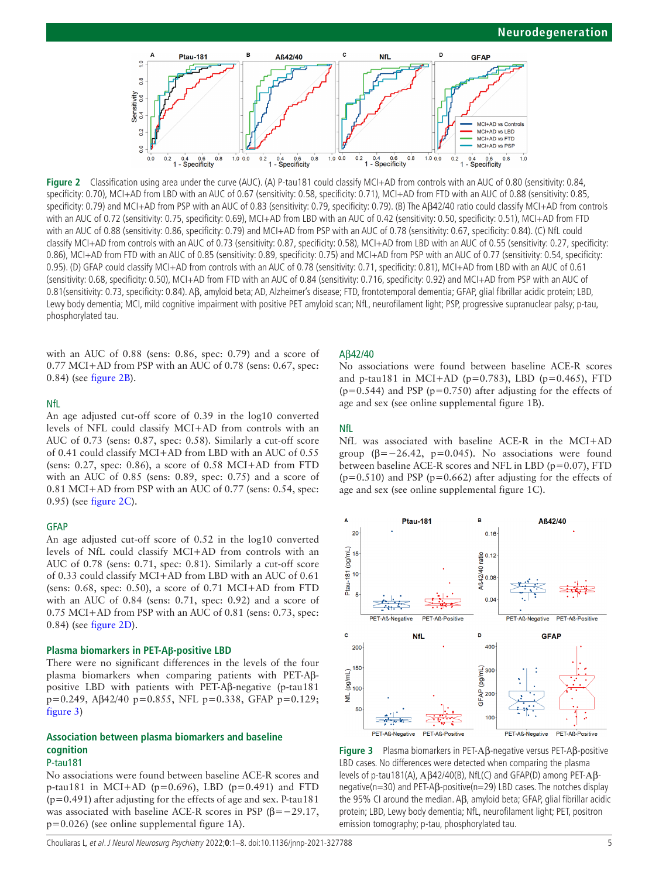Figure 2 Classification using area under the curve (AUC). (A) P-tau181 could classify MCI+AD from controls with an AUC of 0.80 (sensitivity: 0.84, specificity: 0.70), MCI+AD from LBD with an AUC of 0.67 (sensitivity: 0.58, specificity: 0.71), MCI+AD from FTD with an AUC of 0.88 (sensitivity: 0.85, specificity: 0.79) and MCI+AD from PSP with an AUC of 0.83 (sensitivity: 0.79, specificity: 0.79). (B) The Aβ42/40 ratio could classify MCI+AD from controls with an AUC of 0.72 (sensitivity: 0.75, specificity: 0.69), MCI+AD from LBD with an AUC of 0.42 (sensitivity: 0.50, specificity: 0.51), MCI+AD from FTD with an AUC of 0.88 (sensitivity: 0.86, specificity: 0.79) and MCI+AD from PSP with an AUC of 0.78 (sensitivity: 0.67, specificity: 0.84). (C) NfL could classify MCI+AD from controls with an AUC of 0.73 (sensitivity: 0.87, specificity: 0.58), MCI+AD from LBD with an AUC of 0.55 (sensitivity: 0.27, specificity: 0.86), MCI+AD from FTD with an AUC of 0.85 (sensitivity: 0.89, specificity: 0.75) and MCI+AD from PSP with an AUC of 0.77 (sensitivity: 0.54, specificity: 0.95). (D) GFAP could classify MCI+AD from controls with an AUC of 0.78 (sensitivity: 0.71, specificity: 0.81), MCI+AD from LBD with an AUC of 0.61 (sensitivity: 0.68, specificity: 0.50), MCI+AD from FTD with an AUC of 0.84 (sensitivity: 0.716, specificity: 0.92) and MCI+AD from PSP with an AUC of 0.81(sensitivity: 0.73, specificity: 0.84). Aβ, amyloid beta; AD, Alzheimer's disease; FTD, frontotemporal dementia; GFAP, glial fibrillar acidic protein; LBD, Lewy body dementia; MCI, mild cognitive impairment with positive PET amyloid scan; NfL, neurofilament light; PSP, progressive supranuclear palsy; p-tau, phosphorylated tau.

with an AUC of 0.88 (sens: 0.86, spec: 0.79) and a score of 0.77 MCI+AD from PSP with an AUC of 0.78 (sens: 0.67, spec: 0.84) (see figure 2B).

### NfL

An age adjusted cut-off score of 0.39 in the log10 converted levels of NFL could classify MCI+AD from controls with an AUC of 0.73 (sens: 0.87, spec: 0.58). Similarly a cut-off score of 0.41 could classify MCI+AD from LBD with an AUC of 0.55 (sens: 0.27, spec: 0.86), a score of 0.58 MCI+AD from FTD with an AUC of 0.85 (sens: 0.89, spec: 0.75) and a score of 0.81 MCI+AD from PSP with an AUC of 0.77 (sens: 0.54, spec: 0.95) (see figure 2C).

### GFAP

An age adjusted cut-off score of 0.52 in the log10 converted levels of NfL could classify MCI+AD from controls with an AUC of 0.78 (sens: 0.71, spec: 0.81). Similarly a cut-off score of 0.33 could classify MCI+AD from LBD with an AUC of 0.61 (sens: 0.68, spec: 0.50), a score of 0.71 MCI+AD from FTD with an AUC of 0.84 (sens: 0.71, spec: 0.92) and a score of 0.75 MCI+AD from PSP with an AUC of 0.81 (sens: 0.73, spec: 0.84) (see figure 2D).

## Plasma biomarkers in PET-Aβ-positive LBD

There were no significant differences in the levels of the four plasma biomarkers when comparing patients with PET-Aβ-positive LBD with patients with PET-Aβ-negative (p-tau181 $p=0.249$, Aβ42/40 $p=0.855$, NFL $p=0.338$, GFAP $p=0.129$; figure 3)

## Association between plasma biomarkers and baseline cognition

### P-tau181

No associations were found between baseline ACE-R scores and p-tau181 in MCI+AD ($p=0.696$), LBD ($p=0.491$) and FTD ($p=0.491$) after adjusting for the effects of age and sex. P-tau181 was associated with baseline ACE-R scores in PSP ($\beta=-29.17$, $p=0.026$) (see online supplemental figure 1A).

### Aβ42/40

No associations were found between baseline ACE-R scores and p-tau181 in MCI+AD ($p=0.783$), LBD ($p=0.465$), FTD ($p=0.544$) and PSP ($p=0.750$) after adjusting for the effects of age and sex (see online supplemental figure 1B).

### NfL

NfL was associated with baseline ACE-R in the MCI+AD group ($\beta=-26.42$, $p=0.045$). No associations were found between baseline ACE-R scores and NFL in LBD ($p=0.07$), FTD ($p=0.510$) and PSP ($p=0.662$) after adjusting for the effects of age and sex (see online supplemental figure 1C).

Figure 3 Plasma biomarkers in PET-Aβ-negative versus PET-Aβ-positive LBD cases. No differences were detected when comparing the plasma levels of p-tau181(A), Aβ42/40(B), NfL(C) and GFAP(D) among PET-Aβ-negative(n=30) and PET-Aβ-positive(n=29) LBD cases. The notches display the 95% CI around the median. Aβ, amyloid beta; GFAP, glial fibrillar acidic protein; LBD, Lewy body dementia; NfL, neurofilament light; PET, positron emission tomography; p-tau, phosphorylated tau.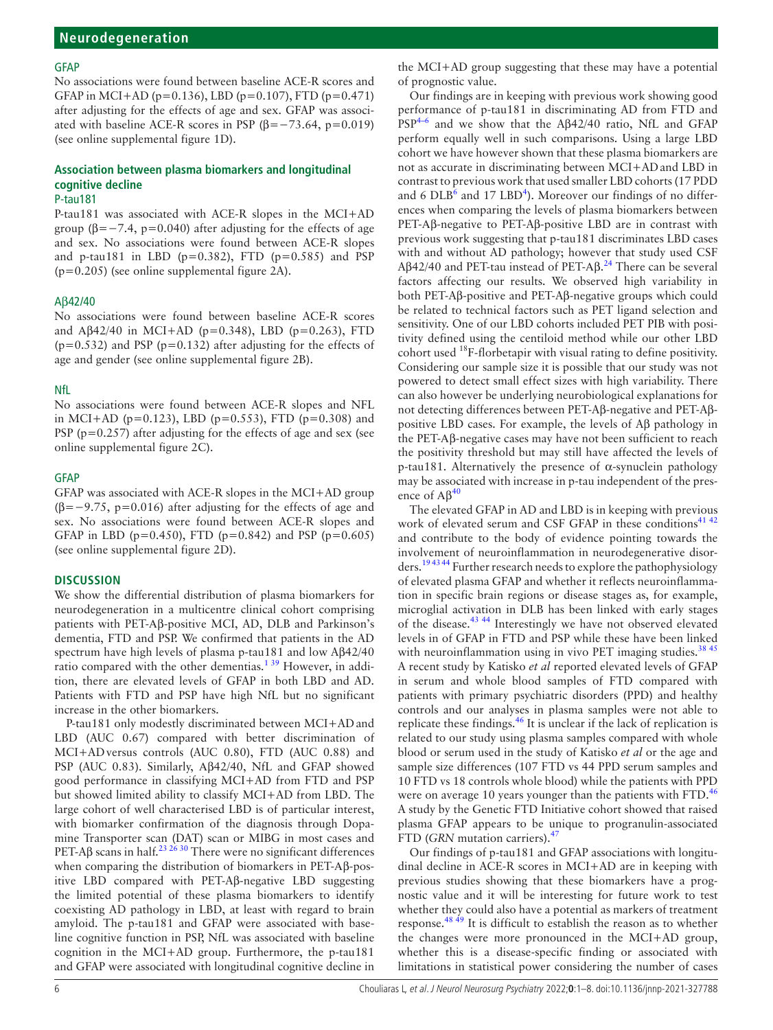### GFAP

No associations were found between baseline ACE-R scores and GFAP in MCI+AD (p=0.136), LBD (p=0.107), FTD (p=0.471) after adjusting for the effects of age and sex. GFAP was associated with baseline ACE-R scores in PSP (β=−73.64, p=0.019) (see online supplemental figure 1D).

## Association between plasma biomarkers and longitudinal cognitive decline

### P-tau181

P-tau181 was associated with ACE-R slopes in the MCI+AD group (β=−7.4, p=0.040) after adjusting for the effects of age and sex. No associations were found between ACE-R slopes and p-tau181 in LBD (p=0.382), FTD (p=0.585) and PSP (p=0.205) (see online supplemental figure 2A).

### Aβ42/40

No associations were found between baseline ACE-R scores and Aβ42/40 in MCI+AD (p=0.348), LBD (p=0.263), FTD (p=0.532) and PSP (p=0.132) after adjusting for the effects of age and gender (see online supplemental figure 2B).

### NfL

No associations were found between ACE-R slopes and NFL in MCI+AD (p=0.123), LBD (p=0.553), FTD (p=0.308) and PSP (p=0.257) after adjusting for the effects of age and sex (see online supplemental figure 2C).

### GFAP

GFAP was associated with ACE-R slopes in the MCI+AD group (β=−9.75, p=0.016) after adjusting for the effects of age and sex. No associations were found between ACE-R slopes and GFAP in LBD (p=0.450), FTD (p=0.842) and PSP (p=0.605) (see online supplemental figure 2D).

## DISCUSSION

We show the differential distribution of plasma biomarkers for neurodegeneration in a multicentre clinical cohort comprising patients with PET-Aβ-positive MCI, AD, DLB and Parkinson's dementia, FTD and PSP. We confirmed that patients in the AD spectrum have high levels of plasma p-tau181 and low Aβ42/40 ratio compared with the other dementias.[1 39] However, in addition, there are elevated levels of GFAP in both LBD and AD. Patients with FTD and PSP have high NfL but no significant increase in the other biomarkers.

P-tau181 only modestly discriminated between MCI+AD and LBD (AUC 0.67) compared with better discrimination of MCI+AD versus controls (AUC 0.80), FTD (AUC 0.88) and PSP (AUC 0.83). Similarly, Aβ42/40, NfL and GFAP showed good performance in classifying MCI+AD from FTD and PSP but showed limited ability to classify MCI+AD from LBD. The large cohort of well characterised LBD is of particular interest, with biomarker confirmation of the diagnosis through Dopamine Transporter scan (DAT) scan or MIBG in most cases and PET-Aβ scans in half.[23 26 30] There were no significant differences when comparing the distribution of biomarkers in PET-Aβ-positive LBD compared with PET-Aβ-negative LBD suggesting the limited potential of these plasma biomarkers to identify coexisting AD pathology in LBD, at least with regard to brain amyloid. The p-tau181 and GFAP were associated with baseline cognitive function in PSP, NfL was associated with baseline cognition in the MCI+AD group. Furthermore, the p-tau181 and GFAP were associated with longitudinal cognitive decline in the MCI+AD group suggesting that these may have a potential of prognostic value.

Our findings are in keeping with previous work showing good performance of p-tau181 in discriminating AD from FTD and PSP[4–6] and we show that the Aβ42/40 ratio, NfL and GFAP perform equally well in such comparisons. Using a large LBD cohort we have however shown that these plasma biomarkers are not as accurate in discriminating between MCI+AD and LBD in contrast to previous work that used smaller LBD cohorts (17 PDD and 6 DLB[6] and 17 LBD[4]). Moreover our findings of no differences when comparing the levels of plasma biomarkers between PET-Aβ-negative to PET-Aβ-positive LBD are in contrast with previous work suggesting that p-tau181 discriminates LBD cases with and without AD pathology; however that study used CSF Aβ42/40 and PET-tau instead of PET-Aβ.[24] There can be several factors affecting our results. We observed high variability in both PET-Aβ-positive and PET-Aβ-negative groups which could be related to technical factors such as PET ligand selection and sensitivity. One of our LBD cohorts included PET PIB with positivity defined using the centiloid method while our other LBD cohort used $^{18}$F-florbetapir with visual rating to define positivity. Considering our sample size it is possible that our study was not powered to detect small effect sizes with high variability. There can also however be underlying neurobiological explanations for not detecting differences between PET-Aβ-negative and PET-Aβ-positive LBD cases. For example, the levels of Aβ pathology in the PET-Aβ-negative cases may have not been sufficient to reach the positivity threshold but may still have affected the levels of p-tau181. Alternatively the presence of α-synuclein pathology may be associated with increase in p-tau independent of the presence of Aβ[40]

The elevated GFAP in AD and LBD is in keeping with previous work of elevated serum and CSF GFAP in these conditions[41 42] and contribute to the body of evidence pointing towards the involvement of neuroinflammation in neurodegenerative disorders.[19 43 44] Further research needs to explore the pathophysiology of elevated plasma GFAP and whether it reflects neuroinflammation in specific brain regions or disease stages as, for example, microglial activation in DLB has been linked with early stages of the disease.[43 44] Interestingly we have not observed elevated levels in of GFAP in FTD and PSP while these have been linked with neuroinflammation using in vivo PET imaging studies.[38 45] A recent study by Katisko *et al* reported elevated levels of GFAP in serum and whole blood samples of FTD compared with patients with primary psychiatric disorders (PPD) and healthy controls and our analyses in plasma samples were not able to replicate these findings.[46] It is unclear if the lack of replication is related to our study using plasma samples compared with whole blood or serum used in the study of Katisko *et al* or the age and sample size differences (107 FTD vs 44 PPD serum samples and 10 FTD vs 18 controls whole blood) while the patients with PPD were on average 10 years younger than the patients with FTD.[46] A study by the Genetic FTD Initiative cohort showed that raised plasma GFAP appears to be unique to progranulin-associated FTD (*GRN* mutation carriers).[47]

Our findings of p-tau181 and GFAP associations with longitudinal decline in ACE-R scores in MCI+AD are in keeping with previous studies showing that these biomarkers have a prognostic value and it will be interesting for future work to test whether they could also have a potential as markers of treatment response.[48 49] It is difficult to establish the reason as to whether the changes were more pronounced in the MCI+AD group, whether this is a disease-specific finding or associated with limitations in statistical power considering the number of cases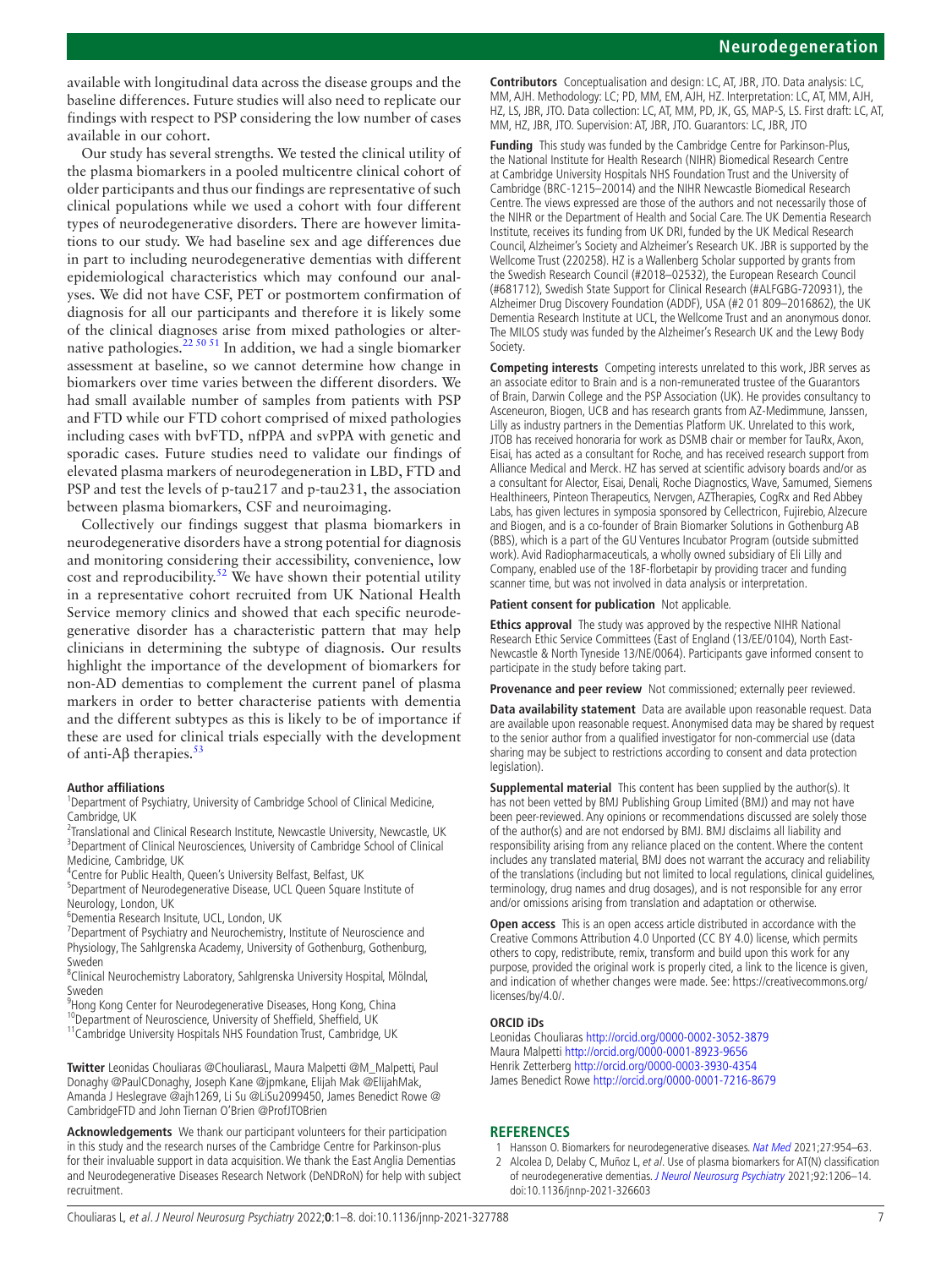available with longitudinal data across the disease groups and the baseline differences. Future studies will also need to replicate our findings with respect to PSP considering the low number of cases available in our cohort.

Our study has several strengths. We tested the clinical utility of the plasma biomarkers in a pooled multicentre clinical cohort of older participants and thus our findings are representative of such clinical populations while we used a cohort with four different types of neurodegenerative disorders. There are however limitations to our study. We had baseline sex and age differences due in part to including neurodegenerative dementias with different epidemiological characteristics which may confound our analyses. We did not have CSF, PET or postmortem confirmation of diagnosis for all our participants and therefore it is likely some of the clinical diagnoses arise from mixed pathologies or alternative pathologies.[22 50 51] In addition, we had a single biomarker assessment at baseline, so we cannot determine how change in biomarkers over time varies between the different disorders. We had small available number of samples from patients with PSP and FTD while our FTD cohort comprised of mixed pathologies including cases with bvFTD, nfPPA and svPPA with genetic and sporadic cases. Future studies need to validate our findings of elevated plasma markers of neurodegeneration in LBD, FTD and PSP and test the levels of p-tau217 and p-tau231, the association between plasma biomarkers, CSF and neuroimaging.

Collectively our findings suggest that plasma biomarkers in neurodegenerative disorders have a strong potential for diagnosis and monitoring considering their accessibility, convenience, low cost and reproducibility.[52] We have shown their potential utility in a representative cohort recruited from UK National Health Service memory clinics and showed that each specific neurodegenerative disorder has a characteristic pattern that may help clinicians in determining the subtype of diagnosis. Our results highlight the importance of the development of biomarkers for non-AD dementias to complement the current panel of plasma markers in order to better characterise patients with dementia and the different subtypes as this is likely to be of importance if these are used for clinical trials especially with the development of anti-Aβ therapies.[53]

**Author affiliations**

[1]Department of Psychiatry, University of Cambridge School of Clinical Medicine, Cambridge, UK
[2]Translational and Clinical Research Institute, Newcastle University, Newcastle, UK
[3]Department of Clinical Neurosciences, University of Cambridge School of Clinical Medicine, Cambridge, UK
[4]Centre for Public Health, Queen's University Belfast, Belfast, UK
[5]Department of Neurodegenerative Disease, UCL Queen Square Institute of Neurology, London, UK
[6]Dementia Research Insitute, UCL, London, UK
[7]Department of Psychiatry and Neurochemistry, Institute of Neuroscience and Physiology, The Sahlgrenska Academy, University of Gothenburg, Gothenburg, Sweden
[8]Clinical Neurochemistry Laboratory, Sahlgrenska University Hospital, Mölndal, Sweden
[9]Hong Kong Center for Neurodegenerative Diseases, Hong Kong, China
[10]Department of Neuroscience, University of Sheffield, Sheffield, UK
[11]Cambridge University Hospitals NHS Foundation Trust, Cambridge, UK

**Twitter** Leonidas Chouliaras @ChouliarasL, Maura Malpetti @M_Malpetti, Paul Donaghy @PaulCDonaghy, Joseph Kane @jpmkane, Elijah Mak @ElijahMak, Amanda J Heslegrave @ajh1269, Li Su @LiSu2099450, James Benedict Rowe @CambridgeFTD and John Tiernan O'Brien @ProfJTOBrien

**Acknowledgements** We thank our participant volunteers for their participation in this study and the research nurses of the Cambridge Centre for Parkinson-plus for their invaluable support in data acquisition. We thank the East Anglia Dementias and Neurodegenerative Diseases Research Network (DeNDRoN) for help with subject recruitment.

**Contributors** Conceptualisation and design: LC, AT, JBR, JTO. Data analysis: LC, MM, AJH. Methodology: LC; PD, MM, EM, AJH, HZ. Interpretation: LC, AT, MM, AJH, HZ, LS, JBR, JTO. Data collection: LC, AT, MM, PD, JK, GS, MAP-S, LS. First draft: LC, AT, MM, HZ, JBR, JTO. Supervision: AT, JBR, JTO. Guarantors: LC, JBR, JTO

**Funding** This study was funded by the Cambridge Centre for Parkinson-Plus, the National Institute for Health Research (NIHR) Biomedical Research Centre at Cambridge University Hospitals NHS Foundation Trust and the University of Cambridge (BRC-1215–20014) and the NIHR Newcastle Biomedical Research Centre. The views expressed are those of the authors and not necessarily those of the NIHR or the Department of Health and Social Care. The UK Dementia Research Institute, receives its funding from UK DRI, funded by the UK Medical Research Council, Alzheimer's Society and Alzheimer's Research UK. JBR is supported by the Wellcome Trust (220258). HZ is a Wallenberg Scholar supported by grants from the Swedish Research Council (#2018–02532), the European Research Council (#681712), Swedish State Support for Clinical Research (#ALFGBG-720931), the Alzheimer Drug Discovery Foundation (ADDF), USA (#2 01 809–2016862), the UK Dementia Research Institute at UCL, the Wellcome Trust and an anonymous donor. The MILOS study was funded by the Alzheimer's Research UK and the Lewy Body Society.

**Competing interests** Competing interests unrelated to this work, JBR serves as an associate editor to Brain and is a non-remunerated trustee of the Guarantors of Brain, Darwin College and the PSP Association (UK). He provides consultancy to Asceneuron, Biogen, UCB and has research grants from AZ-Medimmune, Janssen, Lilly as industry partners in the Dementias Platform UK. Unrelated to this work, JTOB has received honoraria for work as DSMB chair or member for TauRx, Axon, Eisai, has acted as consultant for Roche, and has received research support from Alliance Medical and Merck. HZ has served at scientific advisory boards and/or as a consultant for Alector, Eisai, Denali, Roche Diagnostics, Wave, Samumed, Siemens Healthineers, Pinteon Therapeutics, Nervgen, AZTherapies, CogRx and Red Abbey Labs, has given lectures in symposia sponsored by Cellectricon, Fujirebio, Alzecure and Biogen, and is a co-founder of Brain Biomarker Solutions in Gothenburg AB (BBS), which is a part of the GU Ventures Incubator Program (outside submitted work). Avid Radiopharmaceuticals, a wholly owned subsidiary of Eli Lilly and Company, enabled use of the 18F-florbetapir by providing tracer and funding scanner time, but was not involved in data analysis or interpretation.

**Patient consent for publication** Not applicable.

**Ethics approval** The study was approved by the respective NIHR National Research Ethic Service Committees (East of England (13/EE/0104), North East-Newcastle & North Tyneside 13/NE/0064). Participants gave informed consent to participate in the study before taking part.

**Provenance and peer review** Not commissioned; externally peer reviewed.

**Data availability statement** Data are available upon reasonable request. Data are available upon reasonable request. Anonymised data may be shared by request to the senior author from a qualified investigator for non-commercial use (data sharing may be subject to restrictions according to consent and data protection legislation).

**Supplemental material** This content has been supplied by the author(s). It has not been vetted by BMJ Publishing Group Limited (BMJ) and may not have been peer-reviewed. Any opinions or recommendations discussed are solely those of the author(s) and are not endorsed by BMJ. BMJ disclaims all liability and responsibility arising from any reliance placed on the content. Where the content includes any translated material, BMJ does not warrant the accuracy and reliability of the translations (including but not limited to local regulations, clinical guidelines, terminology, drug names and drug dosages), and is not responsible for any error and/or omissions arising from translation and adaptation or otherwise.

**Open access** This is an open access article distributed in accordance with the Creative Commons Attribution 4.0 Unported (CC BY 4.0) license, which permits others to copy, redistribute, remix, transform and build upon this work for any purpose, provided the original work is properly cited, a link to the licence is given, and indication of whether changes were made. See: https://creativecommons.org/licenses/by/4.0/.

**ORCID iDs**

Leonidas Chouliaras http://orcid.org/0000-0002-3052-3879
Maura Malpetti http://orcid.org/0000-0001-8923-9656
Henrik Zetterberg http://orcid.org/0000-0003-3930-4354
James Benedict Rowe http://orcid.org/0000-0001-7216-8679

## REFERENCES

1. Hansson O. Biomarkers for neurodegenerative diseases. *Nat Med* 2021;27:954–63.
2. Alcolea D, Delaby C, Muñoz L, *et al*. Use of plasma biomarkers for AT(N) classification of neurodegenerative dementias. *J Neurol Neurosurg Psychiatry* 2021;92:1206–14. doi:10.1136/jnnp-2021-326603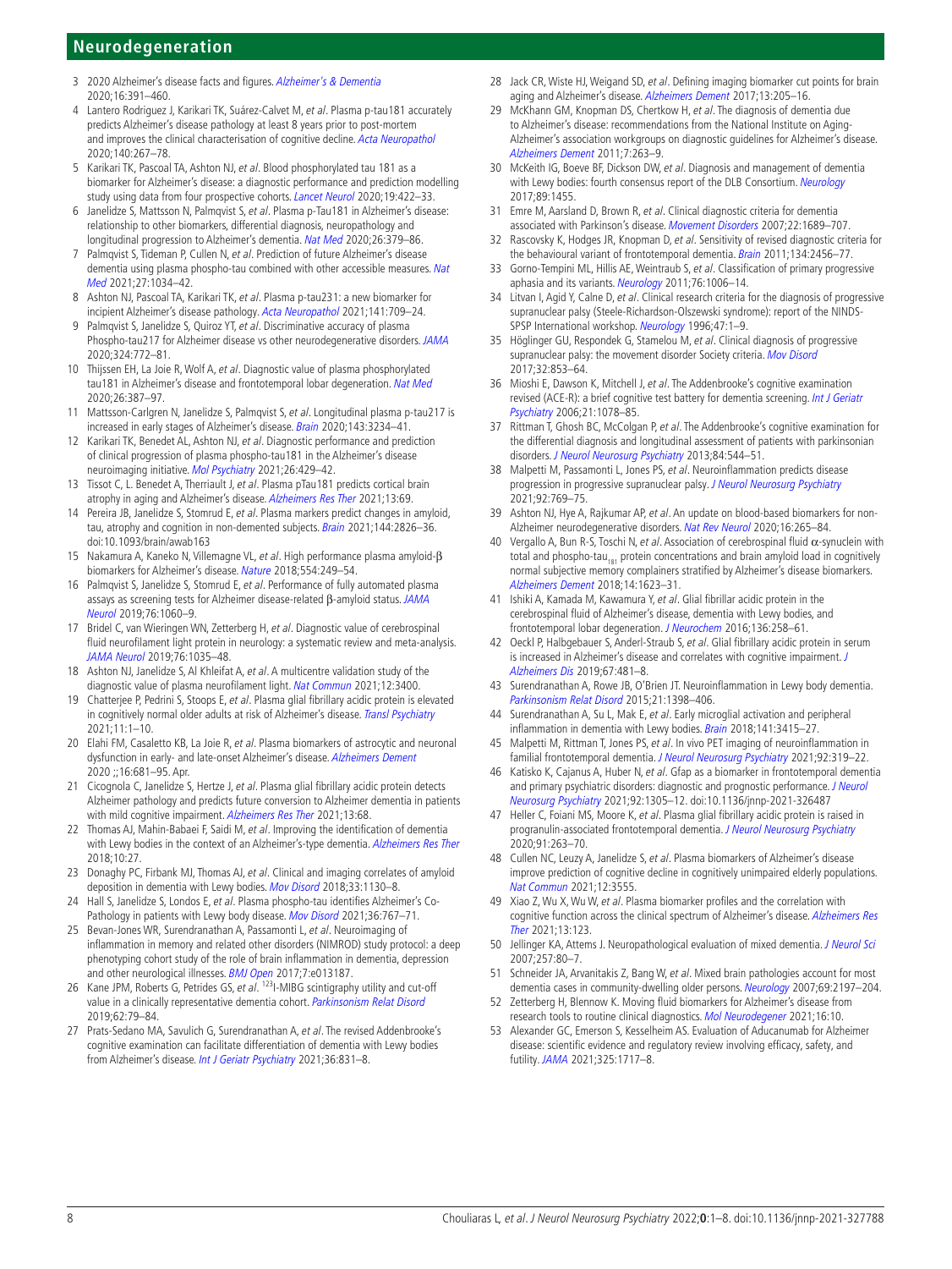3 2020 Alzheimer's disease facts and figures. *Alzheimer's & Dementia* 2020;16:391–460.

4 Lantero Rodriguez J, Karikari TK, Suárez-Calvet M, *et al*. Plasma p-tau181 accurately predicts Alzheimer's disease pathology at least 8 years prior to post-mortem and improves the clinical characterisation of cognitive decline. *Acta Neuropathol* 2020;140:267–78.

5 Karikari TK, Pascoal TA, Ashton NJ, *et al*. Blood phosphorylated tau 181 as a biomarker for Alzheimer's disease: a diagnostic performance and prediction modelling study using data from four prospective cohorts. *Lancet Neurol* 2020;19:422–33.

6 Janelidze S, Mattsson N, Palmqvist S, *et al*. Plasma p-Tau181 in Alzheimer's disease: relationship to other biomarkers, differential diagnosis, neuropathology and longitudinal progression to Alzheimer's dementia. *Nat Med* 2020;26:379–86.

7 Palmqvist S, Tideman P, Cullen N, *et al*. Prediction of future Alzheimer's disease dementia using plasma phospho-tau combined with other accessible measures. *Nat Med* 2021;27:1034–42.

8 Ashton NJ, Pascoal TA, Karikari TK, *et al*. Plasma p-tau231: a new biomarker for incipient Alzheimer's disease pathology. *Acta Neuropathol* 2021;141:709–24.

9 Palmqvist S, Janelidze S, Quiroz YT, *et al*. Discriminative accuracy of plasma Phospho-tau217 for Alzheimer disease vs other neurodegenerative disorders. *JAMA* 2020;324:772–81.

10 Thijssen EH, La Joie R, Wolf A, *et al*. Diagnostic value of plasma phosphorylated tau181 in Alzheimer's disease and frontotemporal lobar degeneration. *Nat Med* 2020;26:387–97.

11 Mattsson-Carlgren N, Janelidze S, Palmqvist S, *et al*. Longitudinal plasma p-tau217 is increased in early stages of Alzheimer's disease. *Brain* 2020;143:3234–41.

12 Karikari TK, Benedet AL, Ashton NJ, *et al*. Diagnostic performance and prediction of clinical progression of plasma phospho-tau181 in the Alzheimer's disease neuroimaging initiative. *Mol Psychiatry* 2021;26:429–42.

13 Tissot C, L. Benedet A, Therriault J, *et al*. Plasma pTau181 predicts cortical brain atrophy in aging and Alzheimer's disease. *Alzheimers Res Ther* 2021;13:69.

14 Pereira JB, Janelidze S, Stomrud E, *et al*. Plasma markers predict changes in amyloid, tau, atrophy and cognition in non-demented subjects. *Brain* 2021;144:2826–36. doi:10.1093/brain/awab163

15 Nakamura A, Kaneko N, Villemagne VL, *et al*. High performance plasma amyloid-β biomarkers for Alzheimer's disease. *Nature* 2018;554:249–54.

16 Palmqvist S, Janelidze S, Stomrud E, *et al*. Performance of fully automated plasma assays as screening tests for Alzheimer disease-related β-amyloid status. *JAMA Neurol* 2019;76:1060–9.

17 Bridel C, van Wieringen WN, Zetterberg H, *et al*. Diagnostic value of cerebrospinal fluid neurofilament light protein in neurology: a systematic review and meta-analysis. *JAMA Neurol* 2019;76:1035–48.

18 Ashton NJ, Janelidze S, Al Khleifat A, *et al*. A multicentre validation study of the diagnostic value of plasma neurofilament light. *Nat Commun* 2021;12:3400.

19 Chatterjee P, Pedrini S, Stoops E, *et al*. Plasma glial fibrillary acidic protein is elevated in cognitively normal older adults at risk of Alzheimer's disease. *Transl Psychiatry* 2021;11:1–10.

20 Elahi FM, Casaletto KB, La Joie R, *et al*. Plasma biomarkers of astrocytic and neuronal dysfunction in early- and late-onset Alzheimer's disease. *Alzheimers Dement* 2020 ;;16:681–95. Apr.

21 Cicognola C, Janelidze S, Hertze J, *et al*. Plasma glial fibrillary acidic protein detects Alzheimer pathology and predicts future conversion to Alzheimer dementia in patients with mild cognitive impairment. *Alzheimers Res Ther* 2021;13:68.

22 Thomas AJ, Mahin-Babaei F, Saidi M, *et al*. Improving the identification of dementia with Lewy bodies in the context of an Alzheimer's-type dementia. *Alzheimers Res Ther* 2018;10:27.

23 Donaghy PC, Firbank MJ, Thomas AJ, *et al*. Clinical and imaging correlates of amyloid deposition in dementia with Lewy bodies. *Mov Disord* 2018;33:1130–8.

24 Hall S, Janelidze S, Londos E, *et al*. Plasma phospho-tau identifies Alzheimer's Co-Pathology in patients with Lewy body disease. *Mov Disord* 2021;36:767–71.

25 Bevan-Jones WR, Surendranathan A, Passamonti L, *et al*. Neuroimaging of inflammation in memory and related other disorders (NIMROD) study protocol: a deep phenotyping cohort study of the role of brain inflammation in dementia, depression and other neurological illnesses. *BMJ Open* 2017;7:e013187.

26 Kane JPM, Roberts G, Petrides GS, *et al*. [123]I-MIBG scintigraphy utility and cut-off value in a clinically representative dementia cohort. *Parkinsonism Relat Disord* 2019;62:79–84.

27 Prats-Sedano MA, Savulich G, Surendranathan A, *et al*. The revised Addenbrooke's cognitive examination can facilitate differentiation of dementia with Lewy bodies from Alzheimer's disease. *Int J Geriatr Psychiatry* 2021;36:831–8.

28 Jack CR, Wiste HJ, Weigand SD, *et al*. Defining imaging biomarker cut points for brain aging and Alzheimer's disease. *Alzheimers Dement* 2017;13:205–16.

29 McKhann GM, Knopman DS, Chertkow H, *et al*. The diagnosis of dementia due to Alzheimer's disease: recommendations from the National Institute on Aging-Alzheimer's association workgroups on diagnostic guidelines for Alzheimer's disease. *Alzheimers Dement* 2011;7:263–9.

30 McKeith IG, Boeve BF, Dickson DW, *et al*. Diagnosis and management of dementia with Lewy bodies: fourth consensus report of the DLB Consortium. *Neurology* 2017;89:1455.

31 Emre M, Aarsland D, Brown R, *et al*. Clinical diagnostic criteria for dementia associated with Parkinson's disease. *Movement Disorders* 2007;22:1689–707.

32 Rascovsky K, Hodges JR, Knopman D, *et al*. Sensitivity of revised diagnostic criteria for the behavioural variant of frontotemporal dementia. *Brain* 2011;134:2456–77.

33 Gorno-Tempini ML, Hillis AE, Weintraub S, *et al*. Classification of primary progressive aphasia and its variants. *Neurology* 2011;76:1006–14.

34 Litvan I, Agid Y, Calne D, *et al*. Clinical research criteria for the diagnosis of progressive supranuclear palsy (Steele-Richardson-Olszewski syndrome): report of the NINDS-SPSP International workshop. *Neurology* 1996;47:1–9.

35 Höglinger GU, Respondek G, Stamelou M, *et al*. Clinical diagnosis of progressive supranuclear palsy: the movement disorder Society criteria. *Mov Disord* 2017;32:853–64.

36 Mioshi E, Dawson K, Mitchell J, *et al*. The Addenbrooke's cognitive examination revised (ACE-R): a brief cognitive test battery for dementia screening. *Int J Geriatr Psychiatry* 2006;21:1078–85.

37 Rittman T, Ghosh BC, McColgan P, *et al*. The Addenbrooke's cognitive examination for the differential diagnosis and longitudinal assessment of patients with parkinsonian disorders. *J Neurol Neurosurg Psychiatry* 2013;84:544–51.

38 Malpetti M, Passamonti L, Jones PS, *et al*. Neuroinflammation predicts disease progression in progressive supranuclear palsy. *J Neurol Neurosurg Psychiatry* 2021;92:769–75.

39 Ashton NJ, Hye A, Rajkumar AP, *et al*. An update on blood-based biomarkers for non-Alzheimer neurodegenerative disorders. *Nat Rev Neurol* 2020;16:265–84.

40 Vergallo A, Bun R-S, Toschi N, *et al*. Association of cerebrospinal fluid α-synuclein with total and phospho-tau$_{181}$ protein concentrations and brain amyloid load in cognitively normal subjective memory complainers stratified by Alzheimer's disease biomarkers. *Alzheimers Dement* 2018;14:1623–31.

41 Ishiki A, Kamada M, Kawamura Y, *et al*. Glial fibrillar acidic protein in the cerebrospinal fluid of Alzheimer's disease, dementia with Lewy bodies, and frontotemporal lobar degeneration. *J Neurochem* 2016;136:258–61.

42 Oeckl P, Halbgebauer S, Anderl-Straub S, *et al*. Glial fibrillary acidic protein in serum is increased in Alzheimer's disease and correlates with cognitive impairment. *J Alzheimers Dis* 2019;67:481–8.

43 Surendranathan A, Rowe JB, O'Brien JT. Neuroinflammation in Lewy body dementia. *Parkinsonism Relat Disord* 2015;21:1398–406.

44 Surendranathan A, Su L, Mak E, *et al*. Early microglial activation and peripheral inflammation in dementia with Lewy bodies. *Brain* 2018;141:3415–27.

45 Malpetti M, Rittman T, Jones PS, *et al*. In vivo PET imaging of neuroinflammation in familial frontotemporal dementia. *J Neurol Neurosurg Psychiatry* 2021;92:319–22.

46 Katisko K, Cajanus A, Huber N, *et al*. Gfap as a biomarker in frontotemporal dementia and primary psychiatric disorders: diagnostic and prognostic performance. *J Neurol Neurosurg Psychiatry* 2021;92:1305–12. doi:10.1136/jnnp-2021-326487

47 Heller C, Foiani MS, Moore K, *et al*. Plasma glial fibrillary acidic protein is raised in progranulin-associated frontotemporal dementia. *J Neurol Neurosurg Psychiatry* 2020;91:263–70.

48 Cullen NC, Leuzy A, Janelidze S, *et al*. Plasma biomarkers of Alzheimer's disease improve prediction of cognitive decline in cognitively unimpaired elderly populations. *Nat Commun* 2021;12:3555.

49 Xiao Z, Wu X, Wu W, *et al*. Plasma biomarker profiles and the correlation with cognitive function across the clinical spectrum of Alzheimer's disease. *Alzheimers Res Ther* 2021;13:123.

50 Jellinger KA, Attems J. Neuropathological evaluation of mixed dementia. *J Neurol Sci* 2007;257:80–7.

51 Schneider JA, Arvanitakis Z, Bang W, *et al*. Mixed brain pathologies account for most dementia cases in community-dwelling older persons. *Neurology* 2007;69:2197–204.

52 Zetterberg H, Blennow K. Moving fluid biomarkers for Alzheimer's disease from research tools to routine clinical diagnostics. *Mol Neurodegener* 2021;16:10.

53 Alexander GC, Emerson S, Kesselheim AS. Evaluation of Aducanumab for Alzheimer disease: scientific evidence and regulatory review involving efficacy, safety, and futility. *JAMA* 2021;325:1717–8.